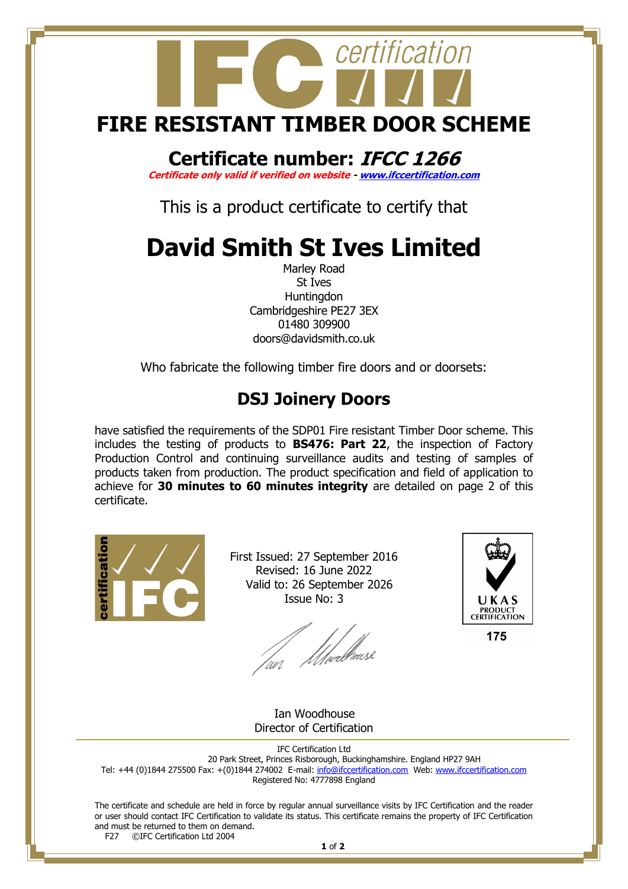# FIRE RESISTANT TIMBER DOOR SCHEME

## Certificate number: *IFCC 1266*

***Certificate only valid if verified on website - www.ifccertification.com***

This is a product certificate to certify that

# David Smith St Ives Limited

Marley Road
St Ives
Huntingdon
Cambridgeshire PE27 3EX
01480 309900
doors@davidsmith.co.uk

Who fabricate the following timber fire doors and or doorsets:

## DSJ Joinery Doors

have satisfied the requirements of the SDP01 Fire resistant Timber Door scheme. This includes the testing of products to **BS476: Part 22**, the inspection of Factory Production Control and continuing surveillance audits and testing of samples of products taken from production. The product specification and field of application to achieve for **30 minutes to 60 minutes integrity** are detailed on page 2 of this certificate.

First Issued: 27 September 2016
Revised: 16 June 2022
Valid to: 26 September 2026
Issue No: 3

UKAS PRODUCT CERTIFICATION
175

Ian Woodhouse
Director of Certification

IFC Certification Ltd
20 Park Street, Princes Risborough, Buckinghamshire. England HP27 9AH
Tel: +44 (0)1844 275500 Fax: +(0)1844 274002 E-mail: info@ifccertification.com Web: www.ifccertification.com
Registered No: 4777898 England

The certificate and schedule are held in force by regular annual surveillance visits by IFC Certification and the reader or user should contact IFC Certification to validate its status. This certificate remains the property of IFC Certification and must be returned to them on demand.

F27 ©IFC Certification Ltd 2004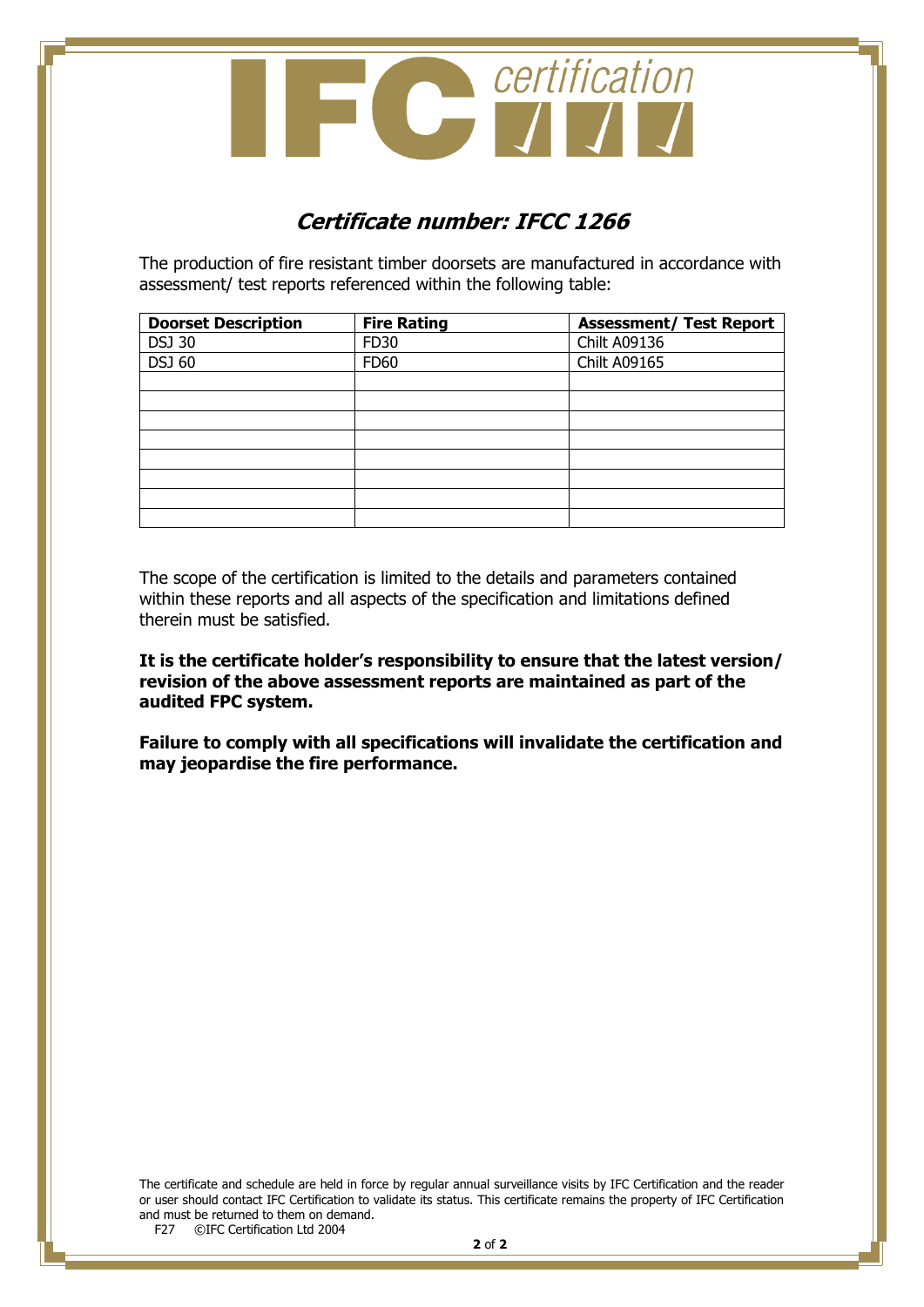## *Certificate number: IFCC 1266*

The production of fire resistant timber doorsets are manufactured in accordance with assessment/ test reports referenced within the following table:

| Doorset Description | Fire Rating | Assessment/ Test Report |
|---|---|---|
| DSJ 30 | FD30 | Chilt A09136 |
| DSJ 60 | FD60 | Chilt A09165 |
| | | |
| | | |
| | | |
| | | |
| | | |
| | | |
| | | |
| | | |

The scope of the certification is limited to the details and parameters contained within these reports and all aspects of the specification and limitations defined therein must be satisfied.

**It is the certificate holder's responsibility to ensure that the latest version/ revision of the above assessment reports are maintained as part of the audited FPC system.**

**Failure to comply with all specifications will invalidate the certification and may jeopardise the fire performance.**

The certificate and schedule are held in force by regular annual surveillance visits by IFC Certification and the reader or user should contact IFC Certification to validate its status. This certificate remains the property of IFC Certification and must be returned to them on demand.

F27 ©IFC Certification Ltd 2004